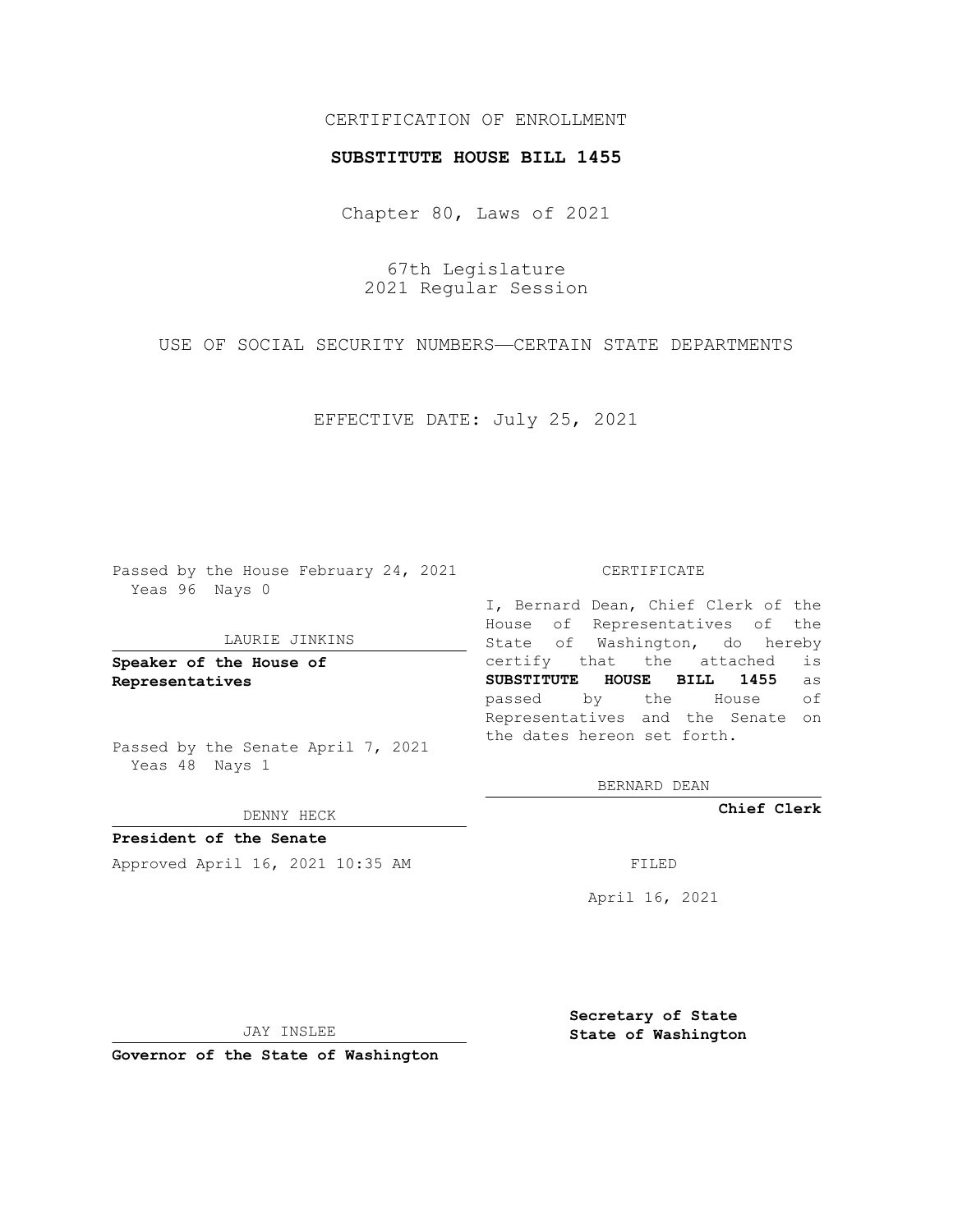CERTIFICATION OF ENROLLMENT

**SUBSTITUTE HOUSE BILL 1455**

Chapter 80, Laws of 2021

67th Legislature
2021 Regular Session

USE OF SOCIAL SECURITY NUMBERS—CERTAIN STATE DEPARTMENTS

EFFECTIVE DATE: July 25, 2021

Passed by the House February 24, 2021
Yeas 96 Nays 0

LAURIE JINKINS

**Speaker of the House of Representatives**

Passed by the Senate April 7, 2021
Yeas 48 Nays 1

DENNY HECK

**President of the Senate**

Approved April 16, 2021 10:35 AM

JAY INSLEE

**Governor of the State of Washington**

CERTIFICATE

I, Bernard Dean, Chief Clerk of the House of Representatives of the State of Washington, do hereby certify that the attached is **SUBSTITUTE HOUSE BILL 1455** as passed by the House of Representatives and the Senate on the dates hereon set forth.

BERNARD DEAN

**Chief Clerk**

FILED

April 16, 2021

**Secretary of State**
**State of Washington**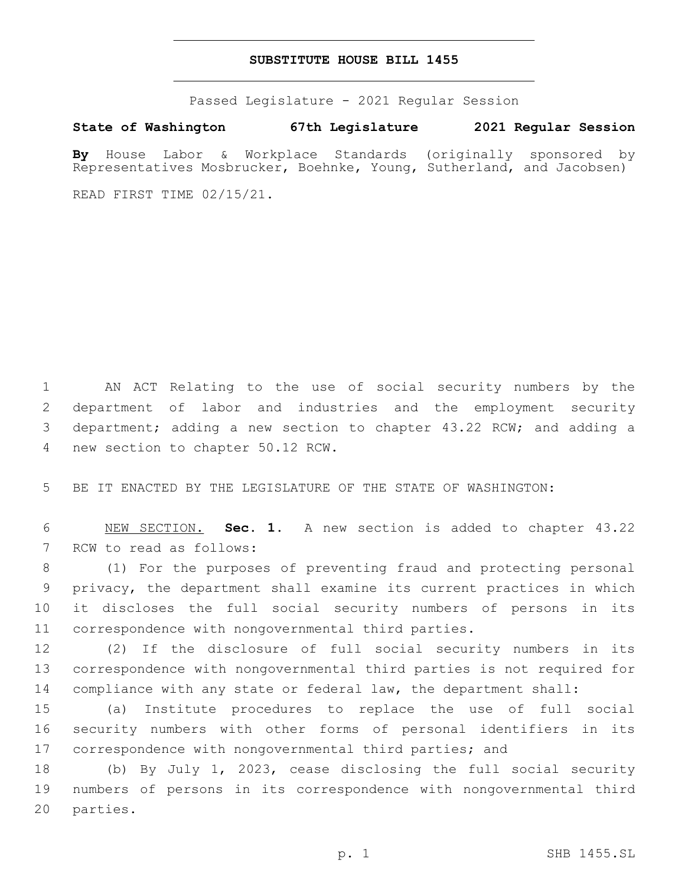# SUBSTITUTE HOUSE BILL 1455

Passed Legislature - 2021 Regular Session

**State of Washington 67th Legislature 2021 Regular Session**

**By** House Labor & Workplace Standards (originally sponsored by Representatives Mosbrucker, Boehnke, Young, Sutherland, and Jacobsen)

READ FIRST TIME 02/15/21.

AN ACT Relating to the use of social security numbers by the department of labor and industries and the employment security department; adding a new section to chapter 43.22 RCW; and adding a new section to chapter 50.12 RCW.

BE IT ENACTED BY THE LEGISLATURE OF THE STATE OF WASHINGTON:

NEW SECTION. **Sec. 1.** A new section is added to chapter 43.22 RCW to read as follows:

(1) For the purposes of preventing fraud and protecting personal privacy, the department shall examine its current practices in which it discloses the full social security numbers of persons in its correspondence with nongovernmental third parties.

(2) If the disclosure of full social security numbers in its correspondence with nongovernmental third parties is not required for compliance with any state or federal law, the department shall:

(a) Institute procedures to replace the use of full social security numbers with other forms of personal identifiers in its correspondence with nongovernmental third parties; and

(b) By July 1, 2023, cease disclosing the full social security numbers of persons in its correspondence with nongovernmental third parties.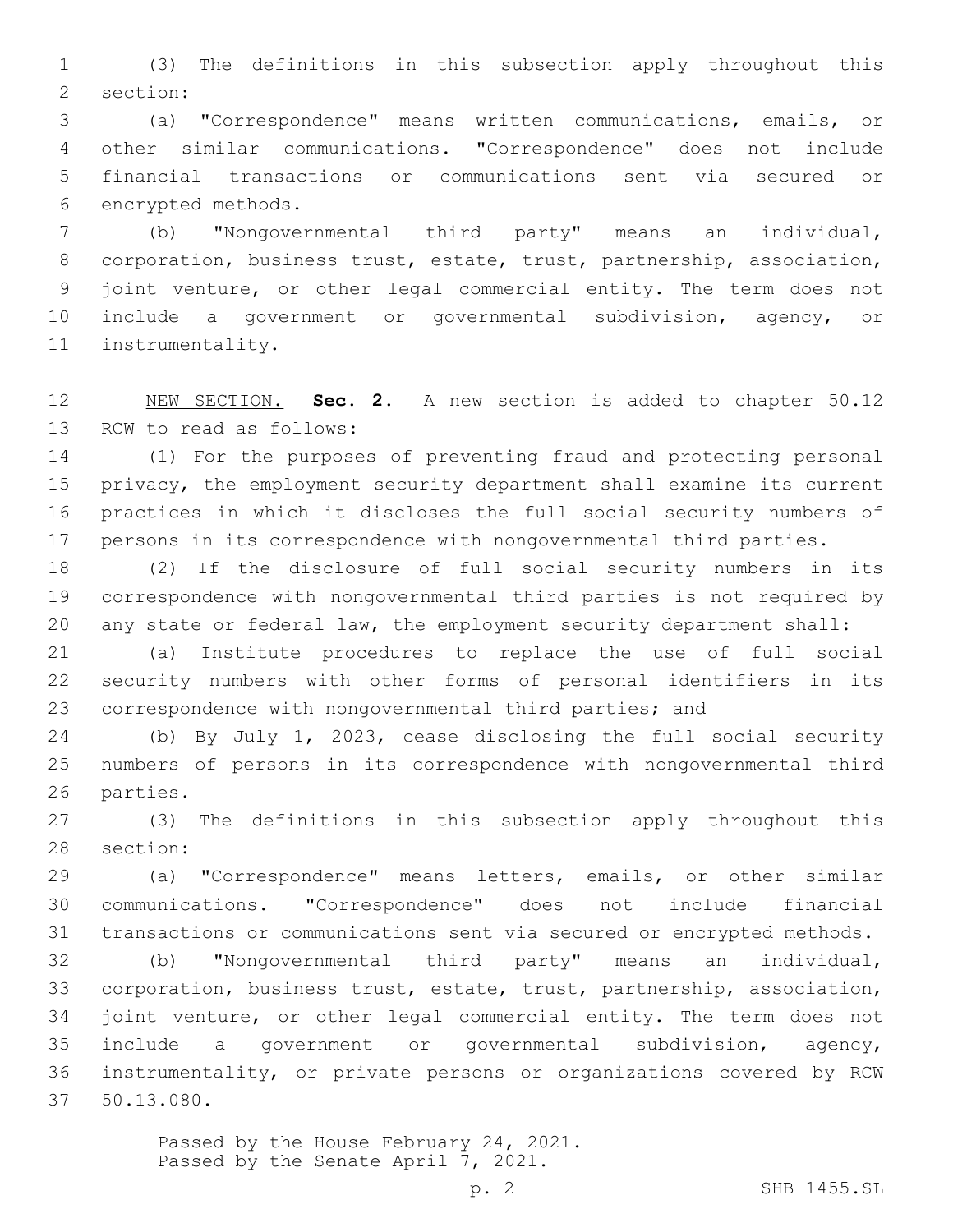(3) The definitions in this subsection apply throughout this section:

(a) "Correspondence" means written communications, emails, or other similar communications. "Correspondence" does not include financial transactions or communications sent via secured or encrypted methods.

(b) "Nongovernmental third party" means an individual, corporation, business trust, estate, trust, partnership, association, joint venture, or other legal commercial entity. The term does not include a government or governmental subdivision, agency, or instrumentality.

NEW SECTION. **Sec. 2.** A new section is added to chapter 50.12 RCW to read as follows:

(1) For the purposes of preventing fraud and protecting personal privacy, the employment security department shall examine its current practices in which it discloses the full social security numbers of persons in its correspondence with nongovernmental third parties.

(2) If the disclosure of full social security numbers in its correspondence with nongovernmental third parties is not required by any state or federal law, the employment security department shall:

(a) Institute procedures to replace the use of full social security numbers with other forms of personal identifiers in its correspondence with nongovernmental third parties; and

(b) By July 1, 2023, cease disclosing the full social security numbers of persons in its correspondence with nongovernmental third parties.

(3) The definitions in this subsection apply throughout this section:

(a) "Correspondence" means letters, emails, or other similar communications. "Correspondence" does not include financial transactions or communications sent via secured or encrypted methods.

(b) "Nongovernmental third party" means an individual, corporation, business trust, estate, trust, partnership, association, joint venture, or other legal commercial entity. The term does not include a government or governmental subdivision, agency, instrumentality, or private persons or organizations covered by RCW 50.13.080.

Passed by the House February 24, 2021.
Passed by the Senate April 7, 2021.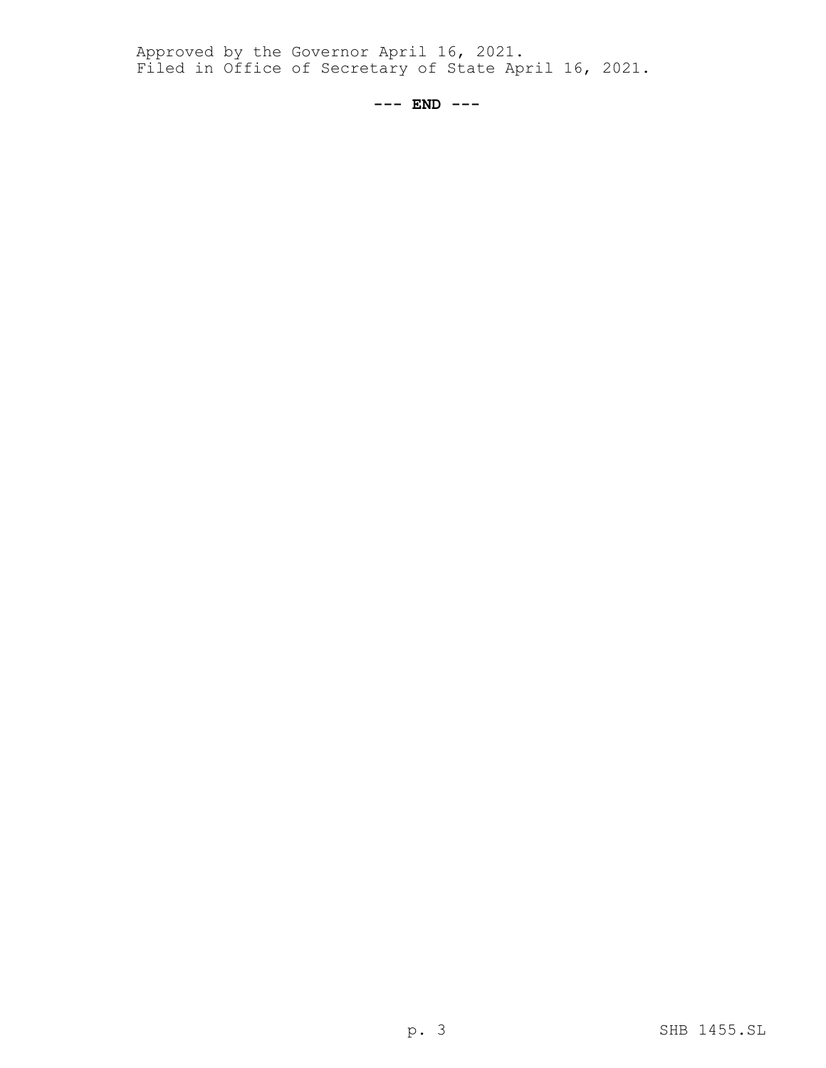Approved by the Governor April 16, 2021.
Filed in Office of Secretary of State April 16, 2021.

**--- END ---**